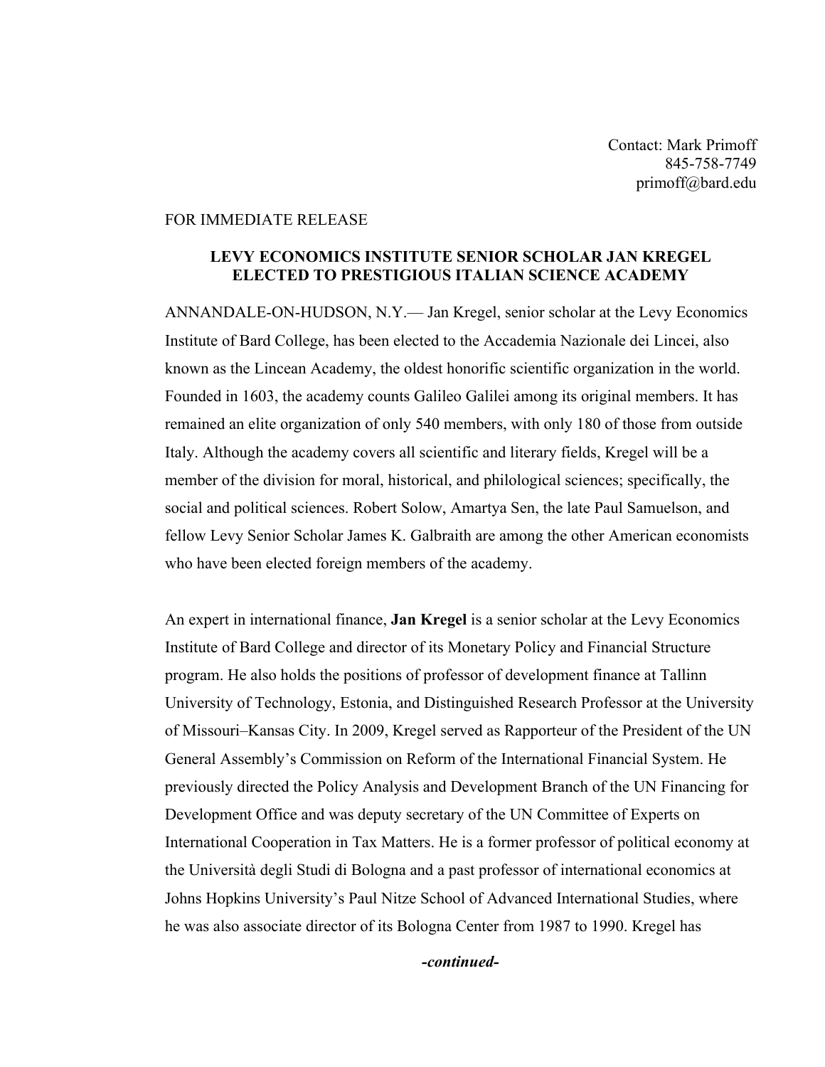Contact: Mark Primoff
845-758-7749
primoff@bard.edu

FOR IMMEDIATE RELEASE

# LEVY ECONOMICS INSTITUTE SENIOR SCHOLAR JAN KREGEL ELECTED TO PRESTIGIOUS ITALIAN SCIENCE ACADEMY

ANNANDALE-ON-HUDSON, N.Y.— Jan Kregel, senior scholar at the Levy Economics Institute of Bard College, has been elected to the Accademia Nazionale dei Lincei, also known as the Lincean Academy, the oldest honorific scientific organization in the world. Founded in 1603, the academy counts Galileo Galilei among its original members. It has remained an elite organization of only 540 members, with only 180 of those from outside Italy. Although the academy covers all scientific and literary fields, Kregel will be a member of the division for moral, historical, and philological sciences; specifically, the social and political sciences. Robert Solow, Amartya Sen, the late Paul Samuelson, and fellow Levy Senior Scholar James K. Galbraith are among the other American economists who have been elected foreign members of the academy.

An expert in international finance, **Jan Kregel** is a senior scholar at the Levy Economics Institute of Bard College and director of its Monetary Policy and Financial Structure program. He also holds the positions of professor of development finance at Tallinn University of Technology, Estonia, and Distinguished Research Professor at the University of Missouri–Kansas City. In 2009, Kregel served as Rapporteur of the President of the UN General Assembly's Commission on Reform of the International Financial System. He previously directed the Policy Analysis and Development Branch of the UN Financing for Development Office and was deputy secretary of the UN Committee of Experts on International Cooperation in Tax Matters. He is a former professor of political economy at the Università degli Studi di Bologna and a past professor of international economics at Johns Hopkins University's Paul Nitze School of Advanced International Studies, where he was also associate director of its Bologna Center from 1987 to 1990. Kregel has

***-continued-***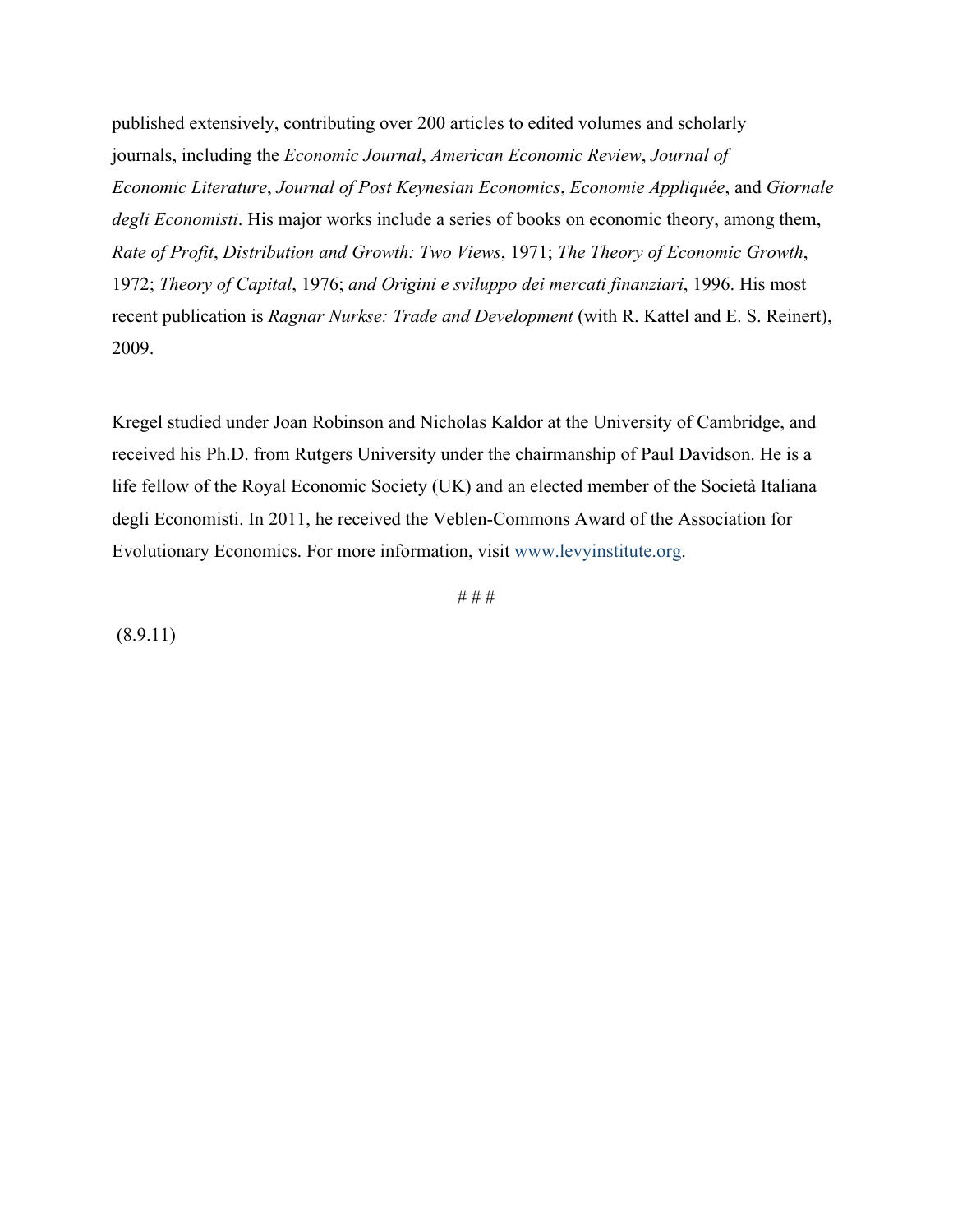published extensively, contributing over 200 articles to edited volumes and scholarly journals, including the *Economic Journal*, *American Economic Review*, *Journal of Economic Literature*, *Journal of Post Keynesian Economics*, *Economie Appliquée*, and *Giornale degli Economisti*. His major works include a series of books on economic theory, among them, *Rate of Profit*, *Distribution and Growth: Two Views*, 1971; *The Theory of Economic Growth*, 1972; *Theory of Capital*, 1976; *and Origini e sviluppo dei mercati finanziari*, 1996. His most recent publication is *Ragnar Nurkse: Trade and Development* (with R. Kattel and E. S. Reinert), 2009.

Kregel studied under Joan Robinson and Nicholas Kaldor at the University of Cambridge, and received his Ph.D. from Rutgers University under the chairmanship of Paul Davidson. He is a life fellow of the Royal Economic Society (UK) and an elected member of the Società Italiana degli Economisti. In 2011, he received the Veblen-Commons Award of the Association for Evolutionary Economics. For more information, visit www.levyinstitute.org.

# # #

(8.9.11)